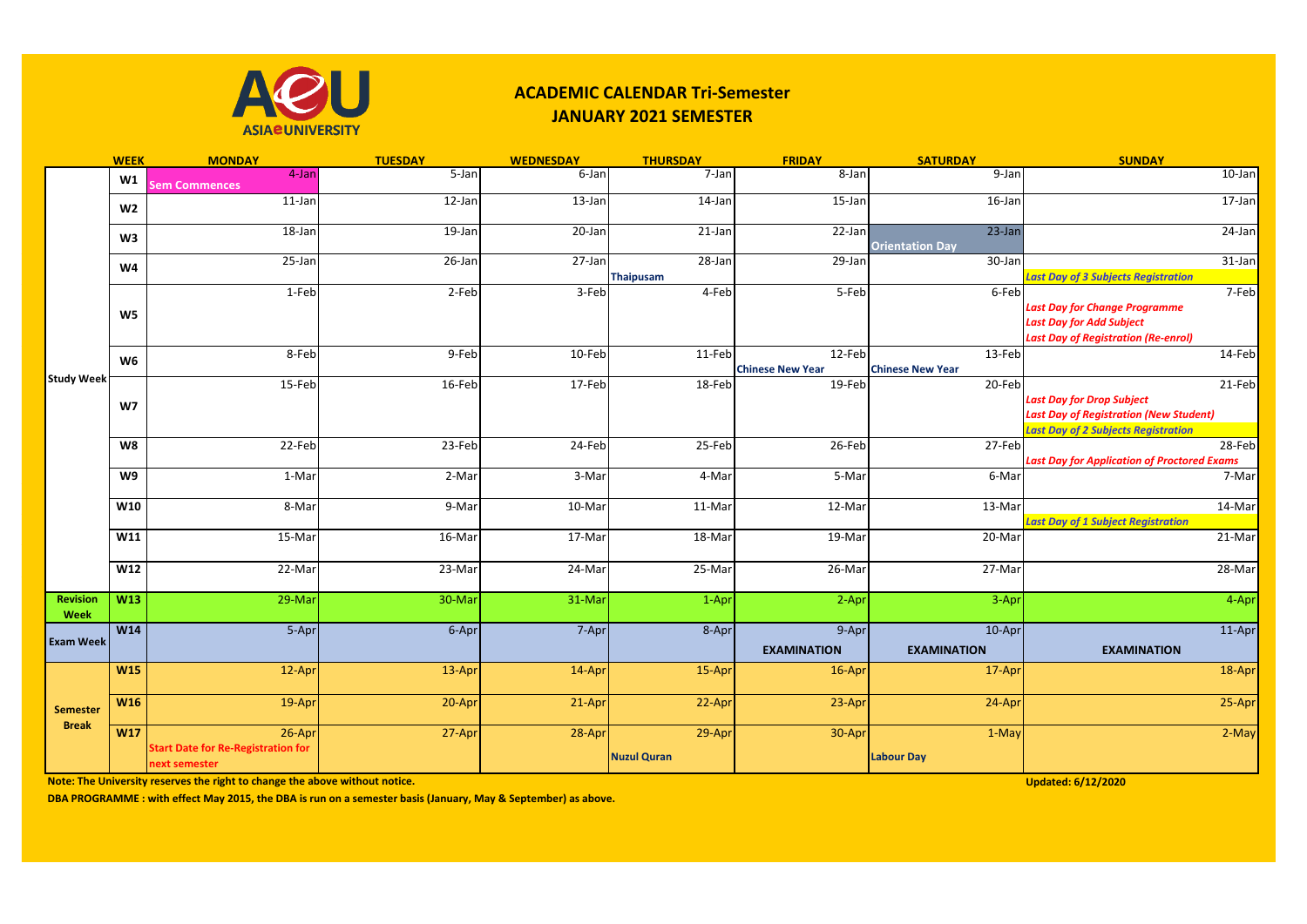# ACADEMIC CALENDAR Tri-Semester
## JANUARY 2021 SEMESTER

| | WEEK | MONDAY | TUESDAY | WEDNESDAY | THURSDAY | FRIDAY | SATURDAY | SUNDAY |
|---|---|---|---|---|---|---|---|---|
| Study Week | W1 | 4-Jan Sem Commences | 5-Jan | 6-Jan | 7-Jan | 8-Jan | 9-Jan | 10-Jan |
| | W2 | 11-Jan | 12-Jan | 13-Jan | 14-Jan | 15-Jan | 16-Jan | 17-Jan |
| | W3 | 18-Jan | 19-Jan | 20-Jan | 21-Jan | 22-Jan | 23-Jan Orientation Day | 24-Jan |
| | W4 | 25-Jan | 26-Jan | 27-Jan | 28-Jan Thaipusam | 29-Jan | 30-Jan | 31-Jan *Last Day of 3 Subjects Registration* |
| | W5 | 1-Feb | 2-Feb | 3-Feb | 4-Feb | 5-Feb | 6-Feb | 7-Feb *Last Day for Change Programme* *Last Day for Add Subject* *Last Day of Registration (Re-enrol)* |
| | W6 | 8-Feb | 9-Feb | 10-Feb | 11-Feb | 12-Feb Chinese New Year | 13-Feb Chinese New Year | 14-Feb |
| | W7 | 15-Feb | 16-Feb | 17-Feb | 18-Feb | 19-Feb | 20-Feb | 21-Feb *Last Day for Drop Subject* *Last Day of Registration (New Student)* *Last Day of 2 Subjects Registration* |
| | W8 | 22-Feb | 23-Feb | 24-Feb | 25-Feb | 26-Feb | 27-Feb | 28-Feb *Last Day for Application of Proctored Exams* |
| | W9 | 1-Mar | 2-Mar | 3-Mar | 4-Mar | 5-Mar | 6-Mar | 7-Mar |
| | W10 | 8-Mar | 9-Mar | 10-Mar | 11-Mar | 12-Mar | 13-Mar | 14-Mar *Last Day of 1 Subject Registration* |
| | W11 | 15-Mar | 16-Mar | 17-Mar | 18-Mar | 19-Mar | 20-Mar | 21-Mar |
| | W12 | 22-Mar | 23-Mar | 24-Mar | 25-Mar | 26-Mar | 27-Mar | 28-Mar |
| Revision Week | W13 | 29-Mar | 30-Mar | 31-Mar | 1-Apr | 2-Apr | 3-Apr | 4-Apr |
| Exam Week | W14 | 5-Apr | 6-Apr | 7-Apr | 8-Apr | 9-Apr EXAMINATION | 10-Apr EXAMINATION | 11-Apr EXAMINATION |
| Semester Break | W15 | 12-Apr | 13-Apr | 14-Apr | 15-Apr | 16-Apr | 17-Apr | 18-Apr |
| | W16 | 19-Apr | 20-Apr | 21-Apr | 22-Apr | 23-Apr | 24-Apr | 25-Apr |
| | W17 | 26-Apr Start Date for Re-Registration for next semester | 27-Apr | 28-Apr | 29-Apr Nuzul Quran | 30-Apr | 1-May Labour Day | 2-May |

**Note: The University reserves the right to change the above without notice.**

**Updated: 6/12/2020**

**DBA PROGRAMME : with effect May 2015, the DBA is run on a semester basis (January, May & September) as above.**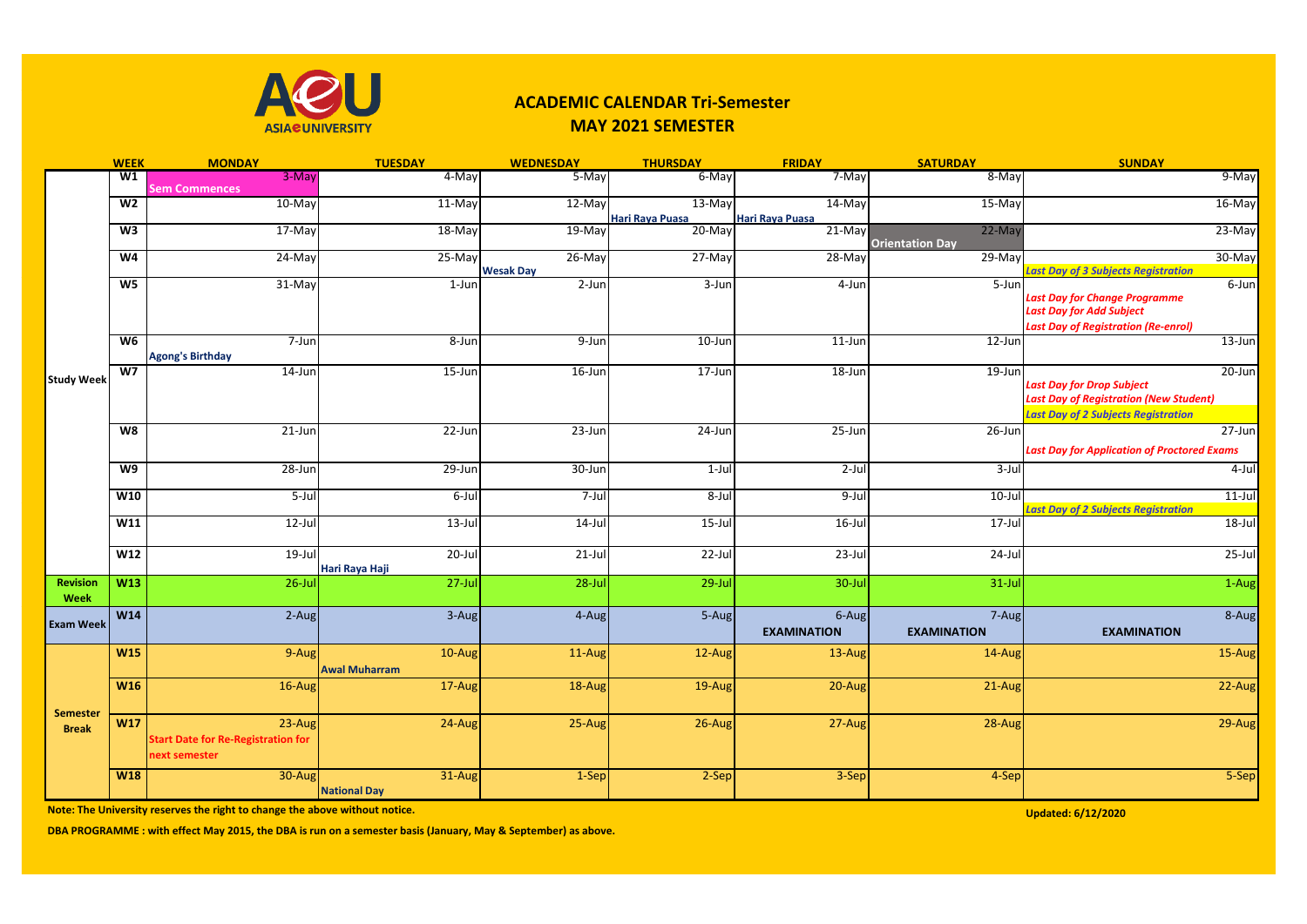ASIAeUNIVERSITY

# ACADEMIC CALENDAR Tri-Semester
## MAY 2021 SEMESTER

| | WEEK | MONDAY | TUESDAY | WEDNESDAY | THURSDAY | FRIDAY | SATURDAY | SUNDAY |
|---|---|---|---|---|---|---|---|---|
| Study Week | W1 | 3-May Sem Commences | 4-May | 5-May | 6-May | 7-May | 8-May | 9-May |
| | W2 | 10-May | 11-May | 12-May | 13-May Hari Raya Puasa | 14-May Hari Raya Puasa | 15-May | 16-May |
| | W3 | 17-May | 18-May | 19-May | 20-May | 21-May | 22-May Orientation Day | 23-May |
| | W4 | 24-May | 25-May | 26-May Wesak Day | 27-May | 28-May | 29-May | 30-May Last Day of 3 Subjects Registration |
| | W5 | 31-May | 1-Jun | 2-Jun | 3-Jun | 4-Jun | 5-Jun | 6-Jun Last Day for Change Programme; Last Day for Add Subject; Last Day of Registration (Re-enrol) |
| | W6 | 7-Jun Agong's Birthday | 8-Jun | 9-Jun | 10-Jun | 11-Jun | 12-Jun | 13-Jun |
| | W7 | 14-Jun | 15-Jun | 16-Jun | 17-Jun | 18-Jun | 19-Jun | 20-Jun Last Day for Drop Subject; Last Day of Registration (New Student); Last Day of 2 Subjects Registration |
| | W8 | 21-Jun | 22-Jun | 23-Jun | 24-Jun | 25-Jun | 26-Jun | 27-Jun Last Day for Application of Proctored Exams |
| | W9 | 28-Jun | 29-Jun | 30-Jun | 1-Jul | 2-Jul | 3-Jul | 4-Jul |
| | W10 | 5-Jul | 6-Jul | 7-Jul | 8-Jul | 9-Jul | 10-Jul | 11-Jul Last Day of 2 Subjects Registration |
| | W11 | 12-Jul | 13-Jul | 14-Jul | 15-Jul | 16-Jul | 17-Jul | 18-Jul |
| | W12 | 19-Jul | 20-Jul Hari Raya Haji | 21-Jul | 22-Jul | 23-Jul | 24-Jul | 25-Jul |
| Revision Week | W13 | 26-Jul | 27-Jul | 28-Jul | 29-Jul | 30-Jul | 31-Jul | 1-Aug |
| Exam Week | W14 | 2-Aug | 3-Aug | 4-Aug | 5-Aug | 6-Aug EXAMINATION | 7-Aug EXAMINATION | 8-Aug EXAMINATION |
| Semester Break | W15 | 9-Aug | 10-Aug Awal Muharram | 11-Aug | 12-Aug | 13-Aug | 14-Aug | 15-Aug |
| | W16 | 16-Aug | 17-Aug | 18-Aug | 19-Aug | 20-Aug | 21-Aug | 22-Aug |
| | W17 | 23-Aug Start Date for Re-Registration for next semester | 24-Aug | 25-Aug | 26-Aug | 27-Aug | 28-Aug | 29-Aug |
| | W18 | 30-Aug | 31-Aug National Day | 1-Sep | 2-Sep | 3-Sep | 4-Sep | 5-Sep |

**Note: The University reserves the right to change the above without notice.**

**Updated: 6/12/2020**

**DBA PROGRAMME : with effect May 2015, the DBA is run on a semester basis (January, May & September) as above.**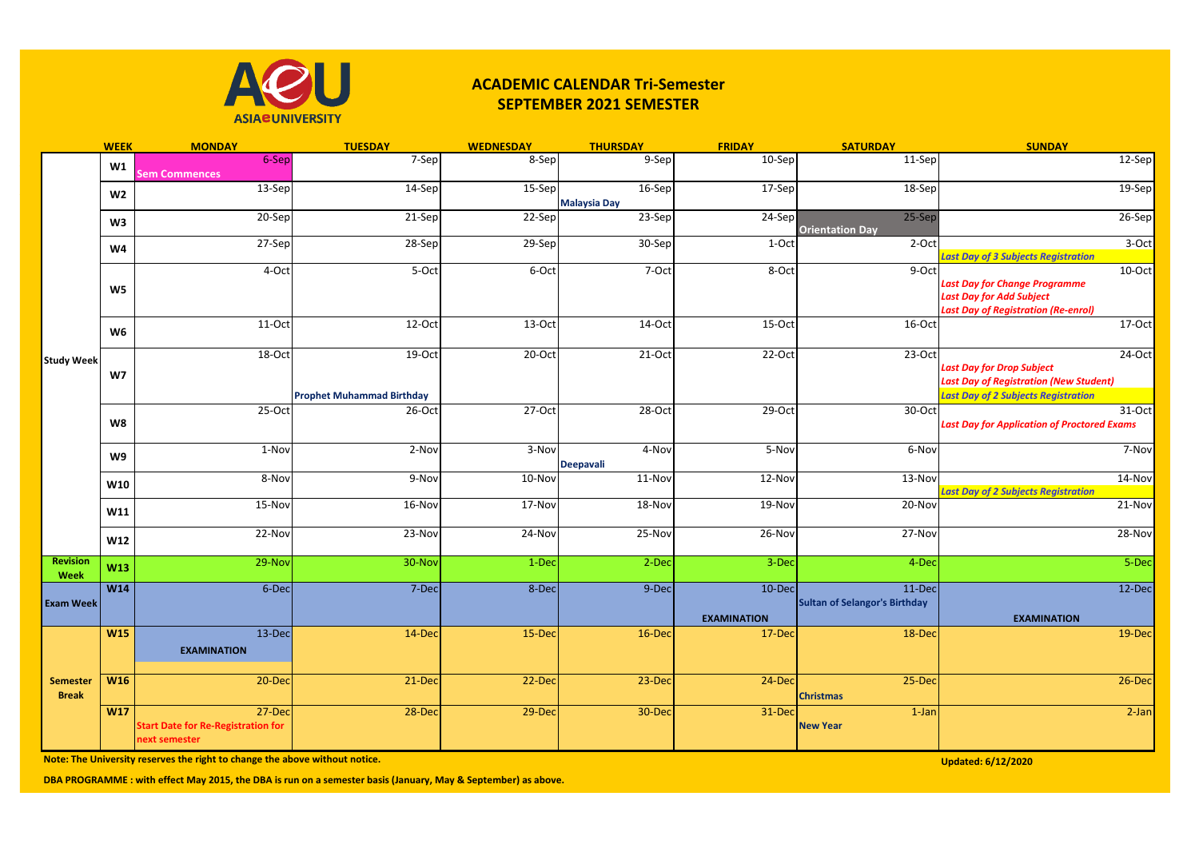# ACADEMIC CALENDAR Tri-Semester
## SEPTEMBER 2021 SEMESTER

| | WEEK | MONDAY | TUESDAY | WEDNESDAY | THURSDAY | FRIDAY | SATURDAY | SUNDAY |
|---|---|---|---|---|---|---|---|---|
| Study Week | W1 | 6-Sep Sem Commences | 7-Sep | 8-Sep | 9-Sep | 10-Sep | 11-Sep | 12-Sep |
| | W2 | 13-Sep | 14-Sep | 15-Sep | 16-Sep Malaysia Day | 17-Sep | 18-Sep | 19-Sep |
| | W3 | 20-Sep | 21-Sep | 22-Sep | 23-Sep | 24-Sep | 25-Sep Orientation Day | 26-Sep |
| | W4 | 27-Sep | 28-Sep | 29-Sep | 30-Sep | 1-Oct | 2-Oct | 3-Oct *Last Day of 3 Subjects Registration* |
| | W5 | 4-Oct | 5-Oct | 6-Oct | 7-Oct | 8-Oct | 9-Oct | 10-Oct *Last Day for Change Programme* *Last Day for Add Subject* *Last Day of Registration (Re-enrol)* |
| | W6 | 11-Oct | 12-Oct | 13-Oct | 14-Oct | 15-Oct | 16-Oct | 17-Oct |
| | W7 | 18-Oct | 19-Oct Prophet Muhammad Birthday | 20-Oct | 21-Oct | 22-Oct | 23-Oct | 24-Oct *Last Day for Drop Subject* *Last Day of Registration (New Student)* *Last Day of 2 Subjects Registration* |
| | W8 | 25-Oct | 26-Oct | 27-Oct | 28-Oct | 29-Oct | 30-Oct | 31-Oct *Last Day for Application of Proctored Exams* |
| | W9 | 1-Nov | 2-Nov | 3-Nov | 4-Nov Deepavali | 5-Nov | 6-Nov | 7-Nov |
| | W10 | 8-Nov | 9-Nov | 10-Nov | 11-Nov | 12-Nov | 13-Nov | 14-Nov *Last Day of 2 Subjects Registration* |
| | W11 | 15-Nov | 16-Nov | 17-Nov | 18-Nov | 19-Nov | 20-Nov | 21-Nov |
| | W12 | 22-Nov | 23-Nov | 24-Nov | 25-Nov | 26-Nov | 27-Nov | 28-Nov |
| Revision Week | W13 | 29-Nov | 30-Nov | 1-Dec | 2-Dec | 3-Dec | 4-Dec | 5-Dec |
| Exam Week | W14 | 6-Dec | 7-Dec | 8-Dec | 9-Dec | 10-Dec EXAMINATION | 11-Dec Sultan of Selangor's Birthday | 12-Dec EXAMINATION |
| Semester Break | W15 | 13-Dec EXAMINATION | 14-Dec | 15-Dec | 16-Dec | 17-Dec | 18-Dec | 19-Dec |
| | W16 | 20-Dec | 21-Dec | 22-Dec | 23-Dec | 24-Dec | 25-Dec Christmas | 26-Dec |
| | W17 | 27-Dec Start Date for Re-Registration for next semester | 28-Dec | 29-Dec | 30-Dec | 31-Dec | 1-Jan New Year | 2-Jan |

**Note: The University reserves the right to change the above without notice.**

**Updated: 6/12/2020**

**DBA PROGRAMME : with effect May 2015, the DBA is run on a semester basis (January, May & September) as above.**